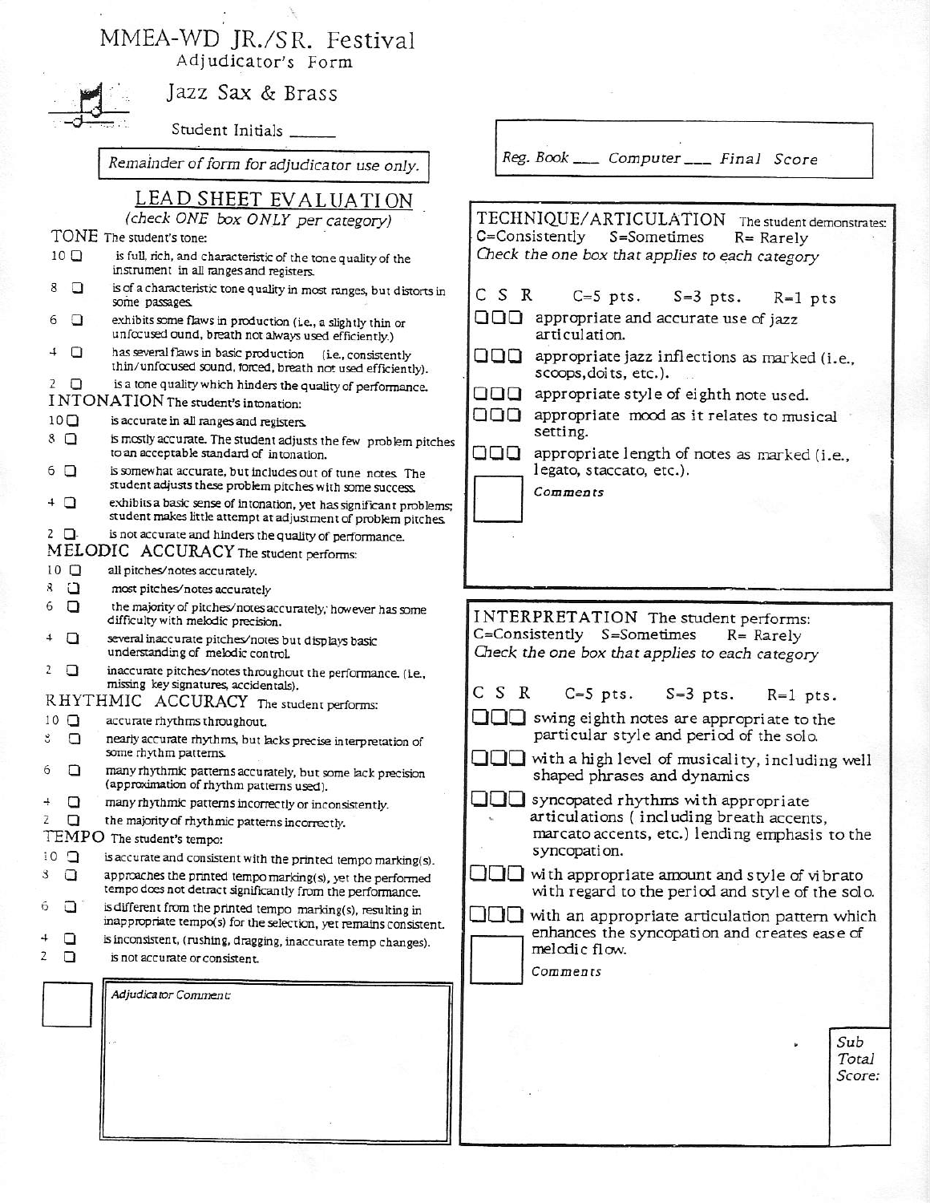# MMEA-WD JR./SR. Festival

Adjudicator's Form

## Jazz Sax & Brass

Student Initials ______

*Remainder of form for adjudicator use only.*

*Reg. Book ___ Computer ___ Final Score*

## LEAD SHEET EVALUATION

*(check ONE box ONLY per category)*

### TONE The student's tone:

- 10 ☐ is full, rich, and characteristic of the tone quality of the instrument in all ranges and registers.
- 8 ☐ is of a characteristic tone quality in most ranges, but distorts in some passages.
- 6 ☐ exhibits some flaws in production (i.e., a slightly thin or unfocused ound, breath not always used efficiently.)
- 4 ☐ has several flaws in basic production (i.e., consistently thin/unfocused sound, forced, breath not used efficiently).
- 2 ☐ is a tone quality which hinders the quality of performance.

### INTONATION The student's intonation:

- 10 ☐ is accurate in all ranges and registers.
- 8 ☐ is mostly accurate. The student adjusts the few problem pitches to an acceptable standard of intonation.
- 6 ☐ is somewhat accurate, but includes out of tune notes. The student adjusts these problem pitches with some success.
- 4 ☐ exhibits a basic sense of intonation, yet has significant problems; student makes little attempt at adjustment of problem pitches.
- 2 ☐ is not accurate and hinders the quality of performance.

### MELODIC ACCURACY The student performs:

- 10 ☐ all pitches/notes accurately.
- 8 ☐ most pitches/notes accurately
- 6 ☐ the majority of pitches/notes accurately, however has some difficulty with melodic precision.
- 4 ☐ several inaccurate pitches/notes but displays basic understanding of melodic control.
- 2 ☐ inaccurate pitches/notes throughout the performance. (i.e., missing key signatures, accidentals).

### RHYTHMIC ACCURACY The student performs:

- 10 ☐ accurate rhythms throughout.
- 8 ☐ nearly accurate rhythms, but lacks precise interpretation of some rhythm patterns.
- 6 ☐ many rhythmic patterns accurately, but some lack precision (approximation of rhythm patterns used).
- 4 ☐ many rhythmic patterns incorrectly or inconsistently.
- 2 ☐ the majority of rhythmic patterns incorrectly.

### TEMPO The student's tempo:

- 10 ☐ is accurate and consistent with the printed tempo marking(s).
- 8 ☐ approaches the printed tempo marking(s), yet the performed tempo does not detract significantly from the performance.
- 6 ☐ is different from the printed tempo marking(s), resulting in inappropriate tempo(s) for the selection, yet remains consistent.
- 4 ☐ is inconsistent, (rushing, dragging, inaccurate temp changes).
- 2 ☐ is not accurate or consistent.

☐ *Adjudicator Comment:*

## TECHNIQUE/ARTICULATION

The student demonstrates:
C=Consistently S=Sometimes R= Rarely
*Check the one box that applies to each category*

C S R C=5 pts. S=3 pts. R=1 pts

- ☐☐☐ appropriate and accurate use of jazz articulation.
- ☐☐☐ appropriate jazz inflections as marked (i.e., scoops, doits, etc.).
- ☐☐☐ appropriate style of eighth note used.
- ☐☐☐ appropriate mood as it relates to musical setting.
- ☐☐☐ appropriate length of notes as marked (i.e., legato, staccato, etc.).

☐ *Comments*

## INTERPRETATION

The student performs:
C=Consistently S=Sometimes R= Rarely
*Check the one box that applies to each category*

C S R C=5 pts. S=3 pts. R=1 pts.

- ☐☐☐ swing eighth notes are appropriate to the particular style and period of the solo.
- ☐☐☐ with a high level of musicality, including well shaped phrases and dynamics
- ☐☐☐ syncopated rhythms with appropriate articulations ( including breath accents, marcato accents, etc.) lending emphasis to the syncopation.
- ☐☐☐ with appropriate amount and style of vibrato with regard to the period and style of the solo.
- ☐☐☐ with an appropriate articulation pattern which enhances the syncopation and creates ease of melodic flow.

☐ *Comments*

*Sub Total Score:*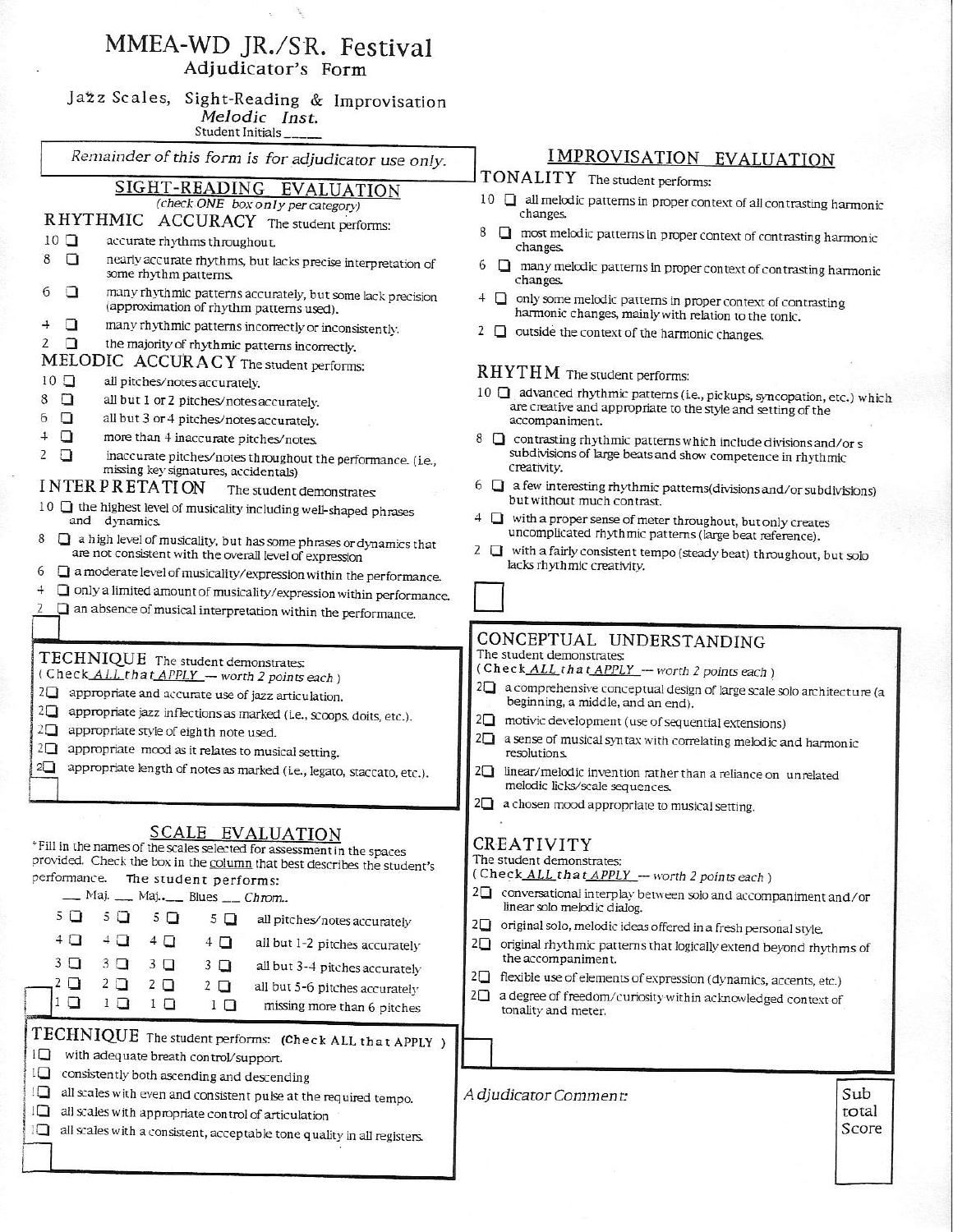# MMEA-WD JR./SR. Festival

## Adjudicator's Form

Jazz Scales, Sight-Reading & Improvisation

*Melodic Inst.*

Student Initials _____

*Remainder of this form is for adjudicator use only.*

## SIGHT-READING EVALUATION

*(check ONE box only per category)*

### RHYTHMIC ACCURACY The student performs:

- 10 ☐ accurate rhythms throughout.
- 8 ☐ nearly accurate rhythms, but lacks precise interpretation of some rhythm patterns.
- 6 ☐ many rhythmic patterns accurately, but some lack precision (approximation of rhythm patterns used).
- 4 ☐ many rhythmic patterns incorrectly or inconsistently.
- 2 ☐ the majority of rhythmic patterns incorrectly.

### MELODIC ACCURACY The student performs:

- 10 ☐ all pitches/notes accurately.
- 8 ☐ all but 1 or 2 pitches/notes accurately.
- 6 ☐ all but 3 or 4 pitches/notes accurately.
- 4 ☐ more than 4 inaccurate pitches/notes.
- 2 ☐ inaccurate pitches/notes throughout the performance. (i.e., missing key signatures, accidentals)

### INTERPRETATION The student demonstrates:

- 10 ☐ the highest level of musicality including well-shaped phrases and dynamics.
- 8 ☐ a high level of musicality, but has some phrases or dynamics that are not consistent with the overall level of expression
- 6 ☐ a moderate level of musicality/expression within the performance.
- 4 ☐ only a limited amount of musicality/expression within performance.
- 2 ☐ an absence of musical interpretation within the performance.

☐

### TECHNIQUE The student demonstrates:

( Check ALL that APPLY — worth 2 points each )

- 2☐ appropriate and accurate use of jazz articulation.
- 2☐ appropriate jazz inflections as marked (i.e., scoops, doits, etc.).
- 2☐ appropriate style of eighth note used.
- 2☐ appropriate mood as it relates to musical setting.
- 2☐ appropriate length of notes as marked (i.e., legato, staccato, etc.).

☐

## SCALE EVALUATION

*Fill in the names of the scales selected for assessment in the spaces provided. Check the box in the column that best describes the student's performance. The student performs:

| __ Maj. | __ Maj.. | __ Blues | __ Chrom.. | |
|---|---|---|---|---|
| 5 ☐ | 5 ☐ | 5 ☐ | 5 ☐ | all pitches/notes accurately |
| 4 ☐ | 4 ☐ | 4 ☐ | 4 ☐ | all but 1-2 pitches accurately |
| 3 ☐ | 3 ☐ | 3 ☐ | 3 ☐ | all but 3-4 pitches accurately |
| 2 ☐ | 2 ☐ | 2 ☐ | 2 ☐ | all but 5-6 pitches accurately |
| 1 ☐ | 1 ☐ | 1 ☐ | 1 ☐ | missing more than 6 pitches |

☐

### TECHNIQUE The student performs: (Check ALL that APPLY )

- 1☐ with adequate breath control/support.
- 1☐ consistently both ascending and descending
- 1☐ all scales with even and consistent pulse at the required tempo.
- 1☐ all scales with appropriate control of articulation
- 1☐ all scales with a consistent, acceptable tone quality in all registers.

☐

## IMPROVISATION EVALUATION

### TONALITY The student performs:

- 10 ☐ all melodic patterns in proper context of all contrasting harmonic changes.
- 8 ☐ most melodic patterns in proper context of contrasting harmonic changes.
- 6 ☐ many melodic patterns in proper context of contrasting harmonic changes.
- 4 ☐ only some melodic patterns in proper context of contrasting harmonic changes, mainly with relation to the tonic.
- 2 ☐ outside the context of the harmonic changes.

### RHYTHM The student performs:

- 10 ☐ advanced rhythmic patterns (i.e., pickups, syncopation, etc.) which are creative and appropriate to the style and setting of the accompaniment.
- 8 ☐ contrasting rhythmic patterns which include divisions and/or s subdivisions of large beats and show competence in rhythmic creativity.
- 6 ☐ a few interesting rhythmic patterns(divisions and/or subdivisions) but without much contrast.
- 4 ☐ with a proper sense of meter throughout, but only creates uncomplicated rhythmic patterns (large beat reference).
- 2 ☐ with a fairly consistent tempo (steady beat) throughout, but solo lacks rhythmic creativity.

☐

### CONCEPTUAL UNDERSTANDING

The student demonstrates:

( Check ALL that APPLY — worth 2 points each )

- 2☐ a comprehensive conceptual design of large scale solo architecture (a beginning, a middle, and an end).
- 2☐ motivic development (use of sequential extensions)
- 2☐ a sense of musical syntax with correlating melodic and harmonic resolutions.
- 2☐ linear/melodic invention rather than a reliance on unrelated melodic licks/scale sequences.
- 2☐ a chosen mood appropriate to musical setting.

### CREATIVITY

The student demonstrates:

( Check ALL that APPLY — worth 2 points each )

- 2☐ conversational interplay between solo and accompaniment and/or linear solo melodic dialog.
- 2☐ original solo, melodic ideas offered in a fresh personal style.
- 2☐ original rhythmic patterns that logically extend beyond rhythms of the accompaniment.
- 2☐ flexible use of elements of expression (dynamics, accents, etc.)
- 2☐ a degree of freedom/curiosity within acknowledged context of tonality and meter.

☐

*Adjudicator Comment:*

Sub total Score